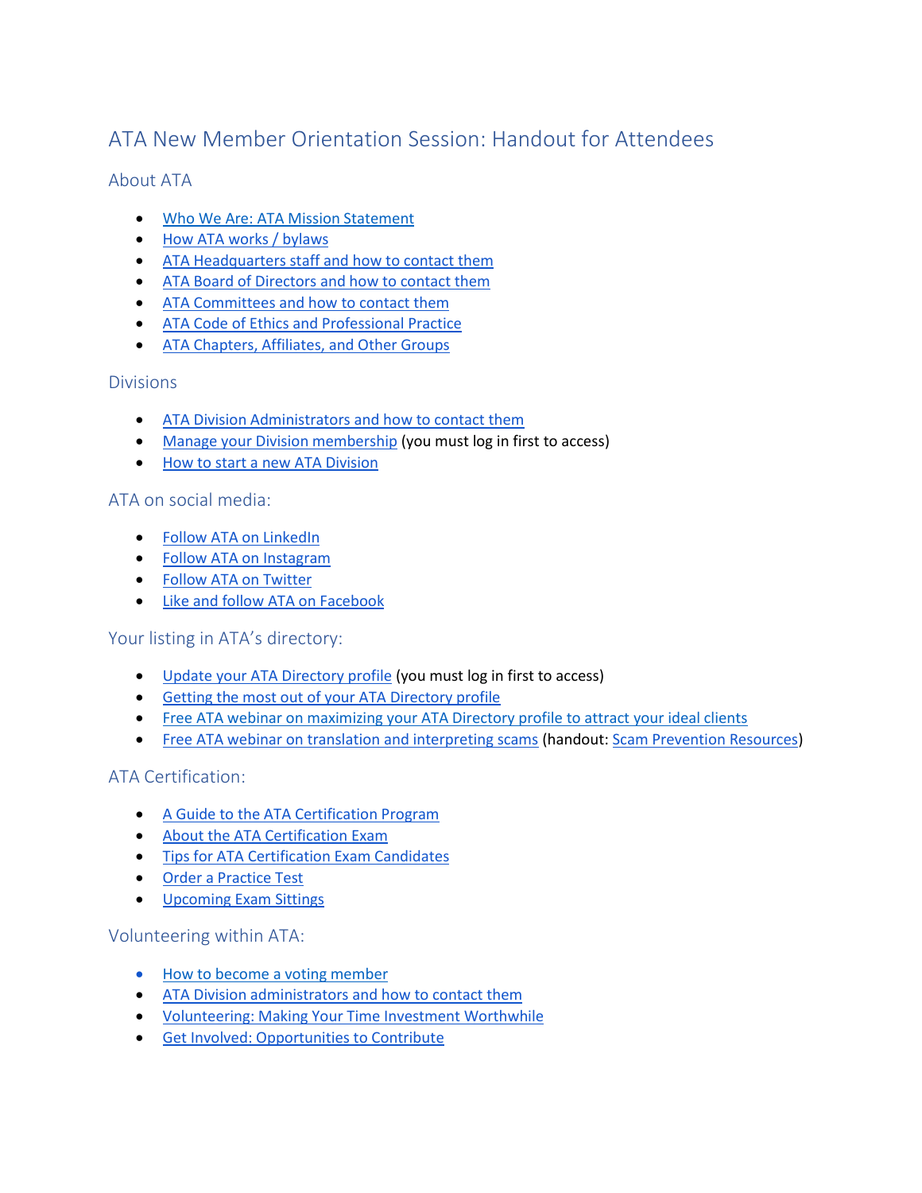# ATA New Member Orientation Session: Handout for Attendees

## About ATA

- Who We Are: ATA Mission Statement
- How ATA works / bylaws
- ATA Headquarters staff and how to contact them
- ATA Board of Directors and how to contact them
- ATA Committees and how to contact them
- ATA Code of Ethics and Professional Practice
- ATA Chapters, Affiliates, and Other Groups

## Divisions

- ATA Division Administrators and how to contact them
- Manage your Division membership (you must log in first to access)
- How to start a new ATA Division

## ATA on social media:

- Follow ATA on LinkedIn
- Follow ATA on Instagram
- Follow ATA on Twitter
- Like and follow ATA on Facebook

## Your listing in ATA's directory:

- Update your ATA Directory profile (you must log in first to access)
- Getting the most out of your ATA Directory profile
- Free ATA webinar on maximizing your ATA Directory profile to attract your ideal clients
- Free ATA webinar on translation and interpreting scams (handout: Scam Prevention Resources)

## ATA Certification:

- A Guide to the ATA Certification Program
- About the ATA Certification Exam
- Tips for ATA Certification Exam Candidates
- Order a Practice Test
- Upcoming Exam Sittings

## Volunteering within ATA:

- How to become a voting member
- ATA Division administrators and how to contact them
- Volunteering: Making Your Time Investment Worthwhile
- Get Involved: Opportunities to Contribute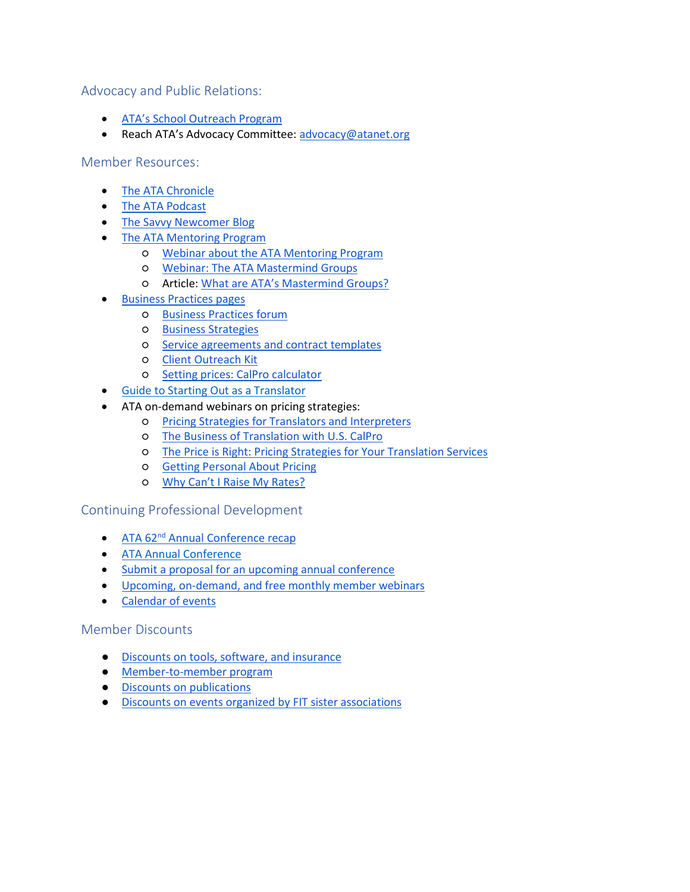## Advocacy and Public Relations:

- ATA's School Outreach Program
- Reach ATA's Advocacy Committee: advocacy@atanet.org

## Member Resources:

- The ATA Chronicle
- The ATA Podcast
- The Savvy Newcomer Blog
- The ATA Mentoring Program
  - Webinar about the ATA Mentoring Program
  - Webinar: The ATA Mastermind Groups
  - Article: What are ATA's Mastermind Groups?
- Business Practices pages
  - Business Practices forum
  - Business Strategies
  - Service agreements and contract templates
  - Client Outreach Kit
  - Setting prices: CalPro calculator
- Guide to Starting Out as a Translator
- ATA on-demand webinars on pricing strategies:
  - Pricing Strategies for Translators and Interpreters
  - The Business of Translation with U.S. CalPro
  - The Price is Right: Pricing Strategies for Your Translation Services
  - Getting Personal About Pricing
  - Why Can't I Raise My Rates?

## Continuing Professional Development

- ATA 62nd Annual Conference recap
- ATA Annual Conference
- Submit a proposal for an upcoming annual conference
- Upcoming, on-demand, and free monthly member webinars
- Calendar of events

## Member Discounts

- Discounts on tools, software, and insurance
- Member-to-member program
- Discounts on publications
- Discounts on events organized by FIT sister associations